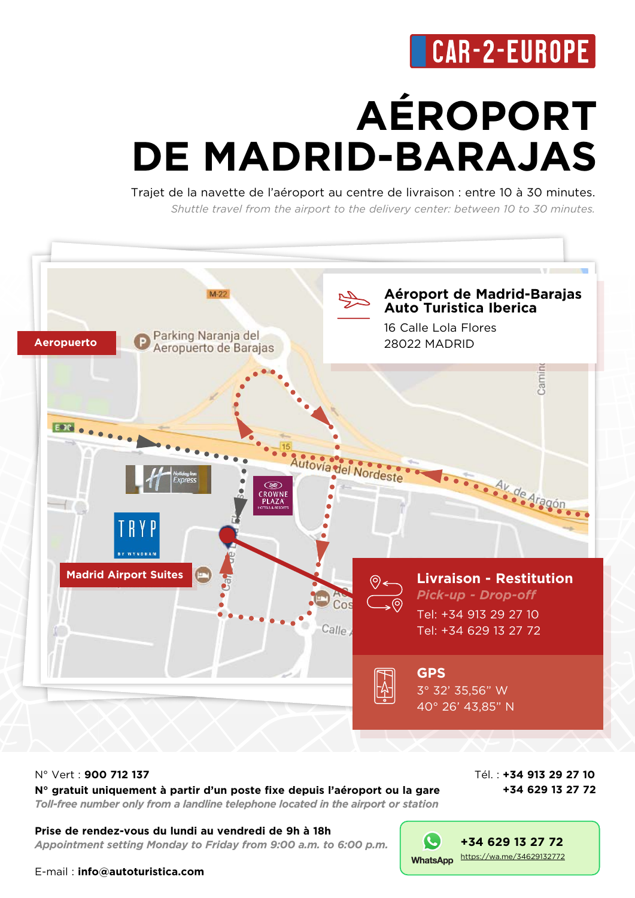CAR-2-EUROPE

# AÉROPORT DE MADRID-BARAJAS

Trajet de la navette de l'aéroport au centre de livraison : entre 10 à 30 minutes.

*Shuttle travel from the airport to the delivery center: between 10 to 30 minutes.*

Aeropuerto

Madrid Airport Suites

**Aéroport de Madrid-Barajas**
**Auto Turistica Iberica**

16 Calle Lola Flores
28022 MADRID

**Livraison - Restitution**
***Pick-up - Drop-off***

Tel: +34 913 29 27 10
Tel: +34 629 13 27 72

**GPS**

3° 32' 35,56" W
40° 26' 43,85" N

N° Vert : **900 712 137**

**N° gratuit uniquement à partir d'un poste fixe depuis l'aéroport ou la gare**

*Toll-free number only from a landline telephone located in the airport or station*

Tél. : **+34 913 29 27 10**
**+34 629 13 27 72**

**Prise de rendez-vous du lundi au vendredi de 9h à 18h**

*Appointment setting Monday to Friday from 9:00 a.m. to 6:00 p.m.*

WhatsApp **+34 629 13 27 72**
https://wa.me/34629132772

E-mail : **info@autoturistica.com**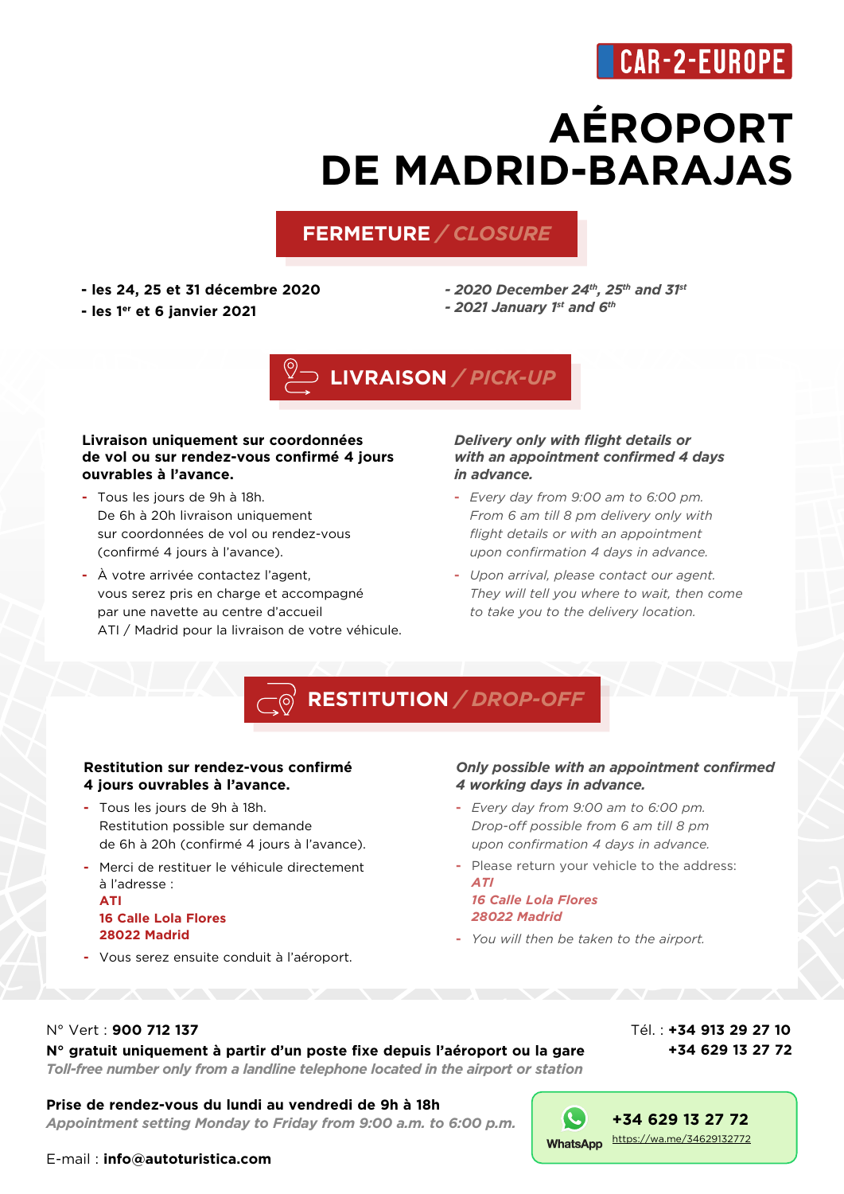CAR-2-EUROPE

# AÉROPORT DE MADRID-BARAJAS

## FERMETURE / *CLOSURE*

- **les 24, 25 et 31 décembre 2020**
- **les 1er et 6 janvier 2021**

- ***2020 December 24th, 25th and 31st***
- ***2021 January 1st and 6th***

## LIVRAISON / *PICK-UP*

**Livraison uniquement sur coordonnées de vol ou sur rendez-vous confirmé 4 jours ouvrables à l'avance.**

- Tous les jours de 9h à 18h. De 6h à 20h livraison uniquement sur coordonnées de vol ou rendez-vous (confirmé 4 jours à l'avance).
- À votre arrivée contactez l'agent, vous serez pris en charge et accompagné par une navette au centre d'accueil ATI / Madrid pour la livraison de votre véhicule.

***Delivery only with flight details or with an appointment confirmed 4 days in advance.***

- *Every day from 9:00 am to 6:00 pm. From 6 am till 8 pm delivery only with flight details or with an appointment upon confirmation 4 days in advance.*
- *Upon arrival, please contact our agent. They will tell you where to wait, then come to take you to the delivery location.*

## RESTITUTION / *DROP-OFF*

**Restitution sur rendez-vous confirmé 4 jours ouvrables à l'avance.**

- Tous les jours de 9h à 18h. Restitution possible sur demande de 6h à 20h (confirmé 4 jours à l'avance).
- Merci de restituer le véhicule directement à l'adresse :
  **ATI**
  **16 Calle Lola Flores**
  **28022 Madrid**
- Vous serez ensuite conduit à l'aéroport.

***Only possible with an appointment confirmed 4 working days in advance.***

- *Every day from 9:00 am to 6:00 pm. Drop-off possible from 6 am till 8 pm upon confirmation 4 days in advance.*
- Please return your vehicle to the address:
  ***ATI***
  ***16 Calle Lola Flores***
  ***28022 Madrid***
- *You will then be taken to the airport.*

N° Vert : **900 712 137**
**N° gratuit uniquement à partir d'un poste fixe depuis l'aéroport ou la gare**
***Toll-free number only from a landline telephone located in the airport or station***

Tél. : **+34 913 29 27 10**
**+34 629 13 27 72**

**Prise de rendez-vous du lundi au vendredi de 9h à 18h**
***Appointment setting Monday to Friday from 9:00 a.m. to 6:00 p.m.***

WhatsApp **+34 629 13 27 72**
https://wa.me/34629132772

E-mail : **info@autoturistica.com**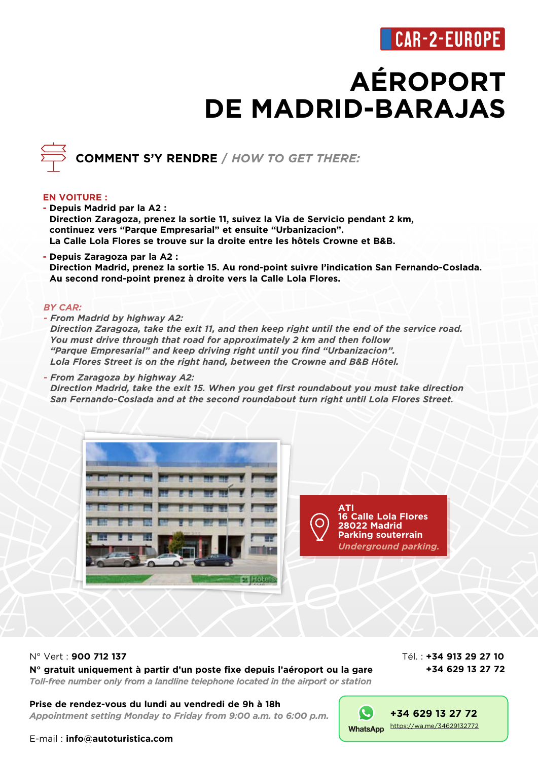CAR-2-EUROPE

# AÉROPORT DE MADRID-BARAJAS

## COMMENT S'Y RENDRE / *HOW TO GET THERE:*

**EN VOITURE :**

- **Depuis Madrid par la A2 :**
  **Direction Zaragoza, prenez la sortie 11, suivez la Via de Servicio pendant 2 km, continuez vers "Parque Empresarial" et ensuite "Urbanizacion". La Calle Lola Flores se trouve sur la droite entre les hôtels Crowne et B&B.**
- **Depuis Zaragoza par la A2 :**
  **Direction Madrid, prenez la sortie 15. Au rond-point suivre l'indication San Fernando-Coslada. Au second rond-point prenez à droite vers la Calle Lola Flores.**

***BY CAR:***

- ***From Madrid by highway A2:***
  ***Direction Zaragoza, take the exit 11, and then keep right until the end of the service road. You must drive through that road for approximately 2 km and then follow "Parque Empresarial" and keep driving right until you find "Urbanizacion". Lola Flores Street is on the right hand, between the Crowne and B&B Hôtel.***
- ***From Zaragoza by highway A2:***
  ***Direction Madrid, take the exit 15. When you get first roundabout you must take direction San Fernando-Coslada and at the second roundabout turn right until Lola Flores Street.***

**ATI**
**16 Calle Lola Flores**
**28022 Madrid**
**Parking souterrain**
***Underground parking.***

N° Vert : **900 712 137**

**N° gratuit uniquement à partir d'un poste fixe depuis l'aéroport ou la gare**
*Toll-free number only from a landline telephone located in the airport or station*

Tél. : **+34 913 29 27 10**
**+34 629 13 27 72**

**Prise de rendez-vous du lundi au vendredi de 9h à 18h**
*Appointment setting Monday to Friday from 9:00 a.m. to 6:00 p.m.*

WhatsApp **+34 629 13 27 72**
https://wa.me/34629132772

E-mail : **info@autoturistica.com**